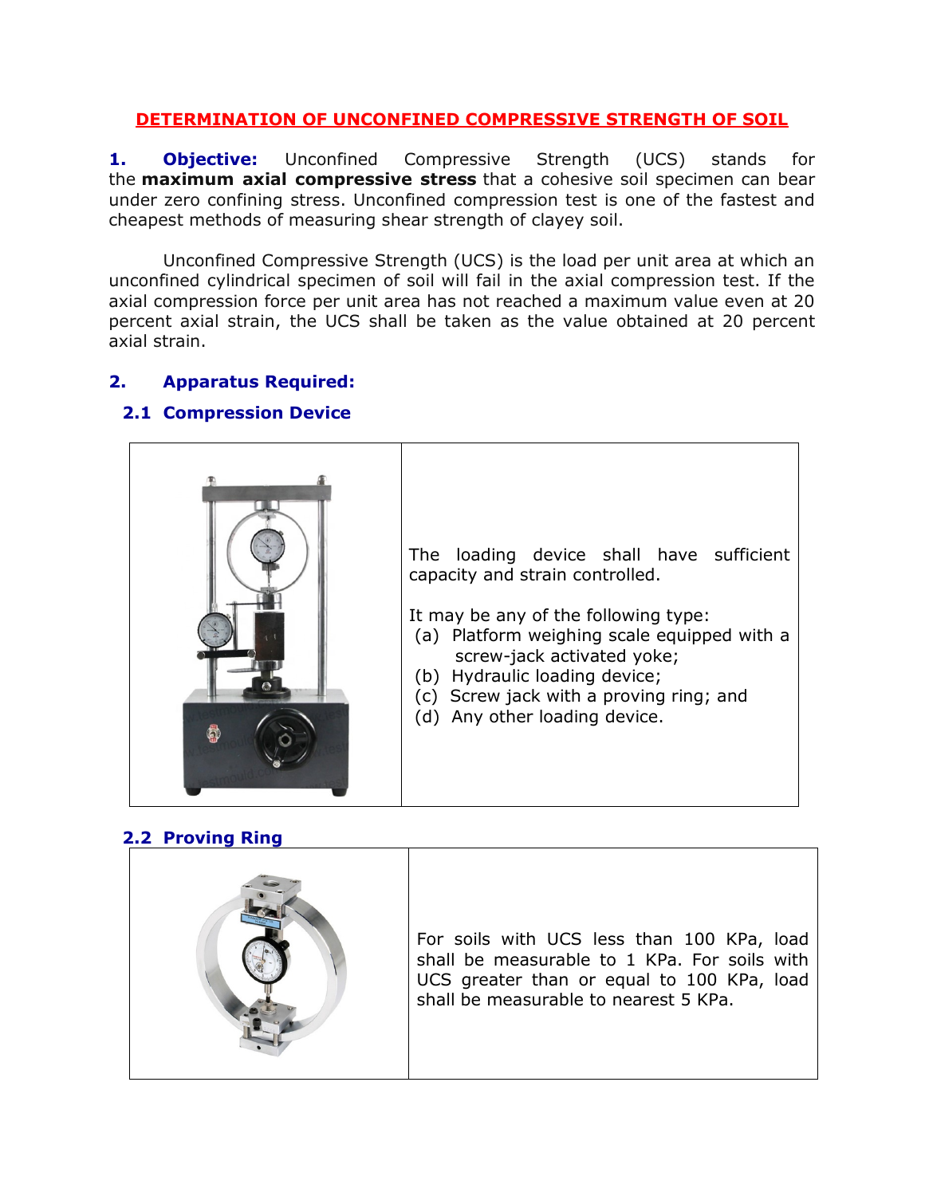# DETERMINATION OF UNCONFINED COMPRESSIVE STRENGTH OF SOIL

**1. Objective:** Unconfined Compressive Strength (UCS) stands for the **maximum axial compressive stress** that a cohesive soil specimen can bear under zero confining stress. Unconfined compression test is one of the fastest and cheapest methods of measuring shear strength of clayey soil.

Unconfined Compressive Strength (UCS) is the load per unit area at which an unconfined cylindrical specimen of soil will fail in the axial compression test. If the axial compression force per unit area has not reached a maximum value even at 20 percent axial strain, the UCS shall be taken as the value obtained at 20 percent axial strain.

## 2. Apparatus Required:

### 2.1 Compression Device

| | |
|---|---|
| | The loading device shall have sufficient capacity and strain controlled.<br><br>It may be any of the following type:<br>(a) Platform weighing scale equipped with a screw-jack activated yoke;<br>(b) Hydraulic loading device;<br>(c) Screw jack with a proving ring; and<br>(d) Any other loading device. |

### 2.2 Proving Ring

| | |
|---|---|
| | For soils with UCS less than 100 KPa, load shall be measurable to 1 KPa. For soils with UCS greater than or equal to 100 KPa, load shall be measurable to nearest 5 KPa. |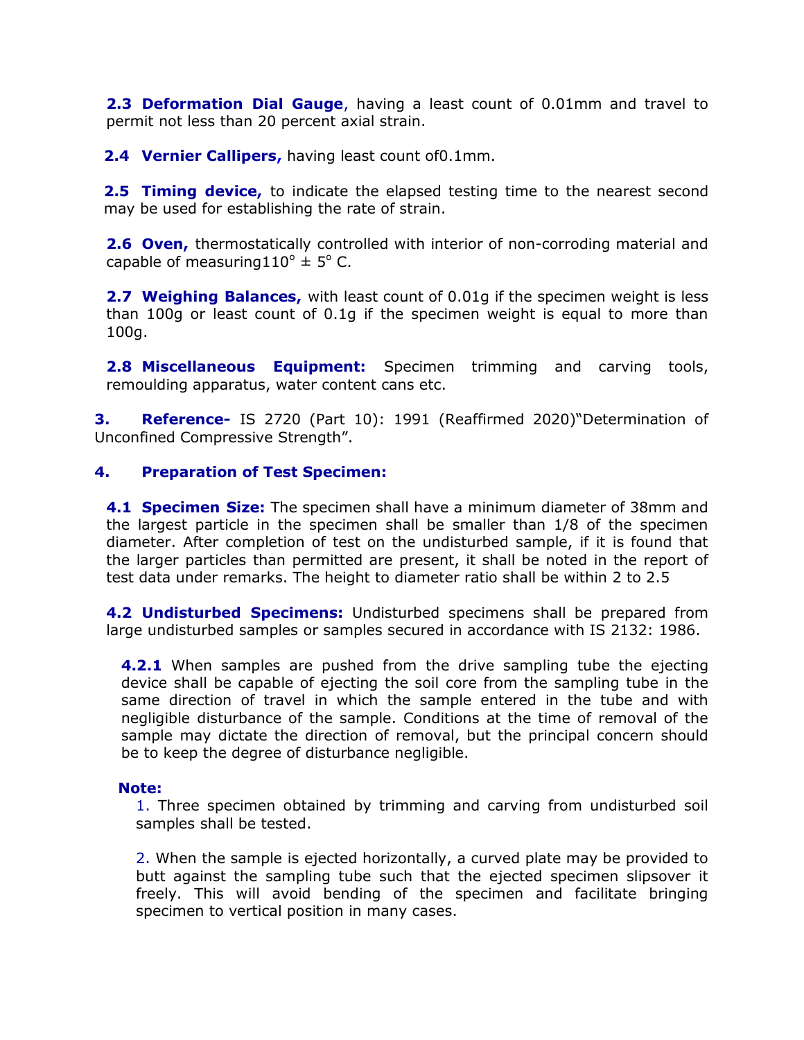**2.3 Deformation Dial Gauge**, having a least count of 0.01mm and travel to permit not less than 20 percent axial strain.

**2.4 Vernier Callipers,** having least count of0.1mm.

**2.5 Timing device,** to indicate the elapsed testing time to the nearest second may be used for establishing the rate of strain.

**2.6 Oven,** thermostatically controlled with interior of non-corroding material and capable of measuring110° ± 5° C.

**2.7 Weighing Balances,** with least count of 0.01g if the specimen weight is less than 100g or least count of 0.1g if the specimen weight is equal to more than 100g.

**2.8 Miscellaneous Equipment:** Specimen trimming and carving tools, remoulding apparatus, water content cans etc.

**3. Reference-** IS 2720 (Part 10): 1991 (Reaffirmed 2020)"Determination of Unconfined Compressive Strength".

## 4. Preparation of Test Specimen:

**4.1 Specimen Size:** The specimen shall have a minimum diameter of 38mm and the largest particle in the specimen shall be smaller than 1/8 of the specimen diameter. After completion of test on the undisturbed sample, if it is found that the larger particles than permitted are present, it shall be noted in the report of test data under remarks. The height to diameter ratio shall be within 2 to 2.5

**4.2 Undisturbed Specimens:** Undisturbed specimens shall be prepared from large undisturbed samples or samples secured in accordance with IS 2132: 1986.

**4.2.1** When samples are pushed from the drive sampling tube the ejecting device shall be capable of ejecting the soil core from the sampling tube in the same direction of travel in which the sample entered in the tube and with negligible disturbance of the sample. Conditions at the time of removal of the sample may dictate the direction of removal, but the principal concern should be to keep the degree of disturbance negligible.

**Note:**

1. Three specimen obtained by trimming and carving from undisturbed soil samples shall be tested.

2. When the sample is ejected horizontally, a curved plate may be provided to butt against the sampling tube such that the ejected specimen slipsover it freely. This will avoid bending of the specimen and facilitate bringing specimen to vertical position in many cases.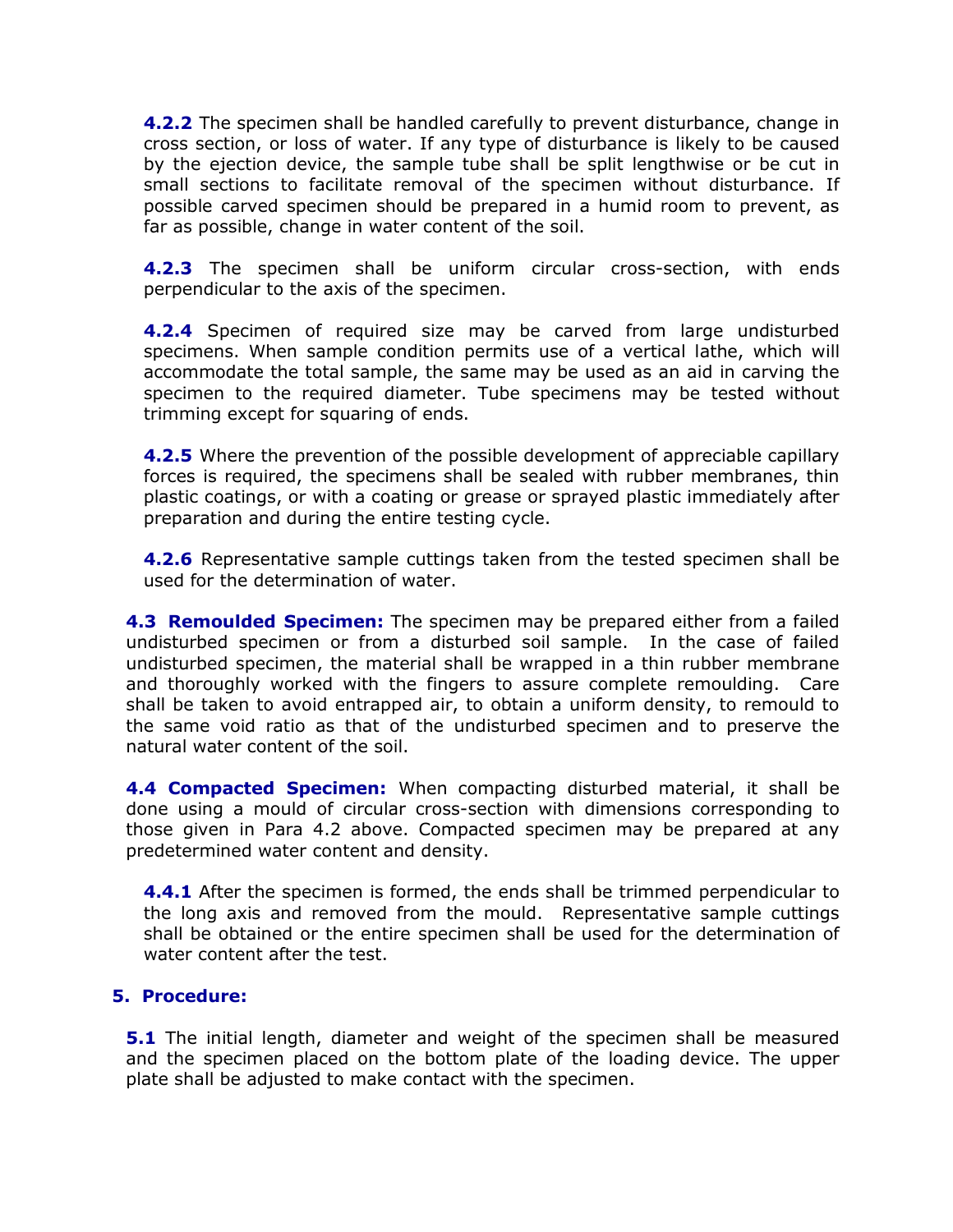**4.2.2** The specimen shall be handled carefully to prevent disturbance, change in cross section, or loss of water. If any type of disturbance is likely to be caused by the ejection device, the sample tube shall be split lengthwise or be cut in small sections to facilitate removal of the specimen without disturbance. If possible carved specimen should be prepared in a humid room to prevent, as far as possible, change in water content of the soil.

**4.2.3** The specimen shall be uniform circular cross-section, with ends perpendicular to the axis of the specimen.

**4.2.4** Specimen of required size may be carved from large undisturbed specimens. When sample condition permits use of a vertical lathe, which will accommodate the total sample, the same may be used as an aid in carving the specimen to the required diameter. Tube specimens may be tested without trimming except for squaring of ends.

**4.2.5** Where the prevention of the possible development of appreciable capillary forces is required, the specimens shall be sealed with rubber membranes, thin plastic coatings, or with a coating or grease or sprayed plastic immediately after preparation and during the entire testing cycle.

**4.2.6** Representative sample cuttings taken from the tested specimen shall be used for the determination of water.

**4.3 Remoulded Specimen:** The specimen may be prepared either from a failed undisturbed specimen or from a disturbed soil sample. In the case of failed undisturbed specimen, the material shall be wrapped in a thin rubber membrane and thoroughly worked with the fingers to assure complete remoulding. Care shall be taken to avoid entrapped air, to obtain a uniform density, to remould to the same void ratio as that of the undisturbed specimen and to preserve the natural water content of the soil.

**4.4 Compacted Specimen:** When compacting disturbed material, it shall be done using a mould of circular cross-section with dimensions corresponding to those given in Para 4.2 above. Compacted specimen may be prepared at any predetermined water content and density.

**4.4.1** After the specimen is formed, the ends shall be trimmed perpendicular to the long axis and removed from the mould. Representative sample cuttings shall be obtained or the entire specimen shall be used for the determination of water content after the test.

## 5. Procedure:

**5.1** The initial length, diameter and weight of the specimen shall be measured and the specimen placed on the bottom plate of the loading device. The upper plate shall be adjusted to make contact with the specimen.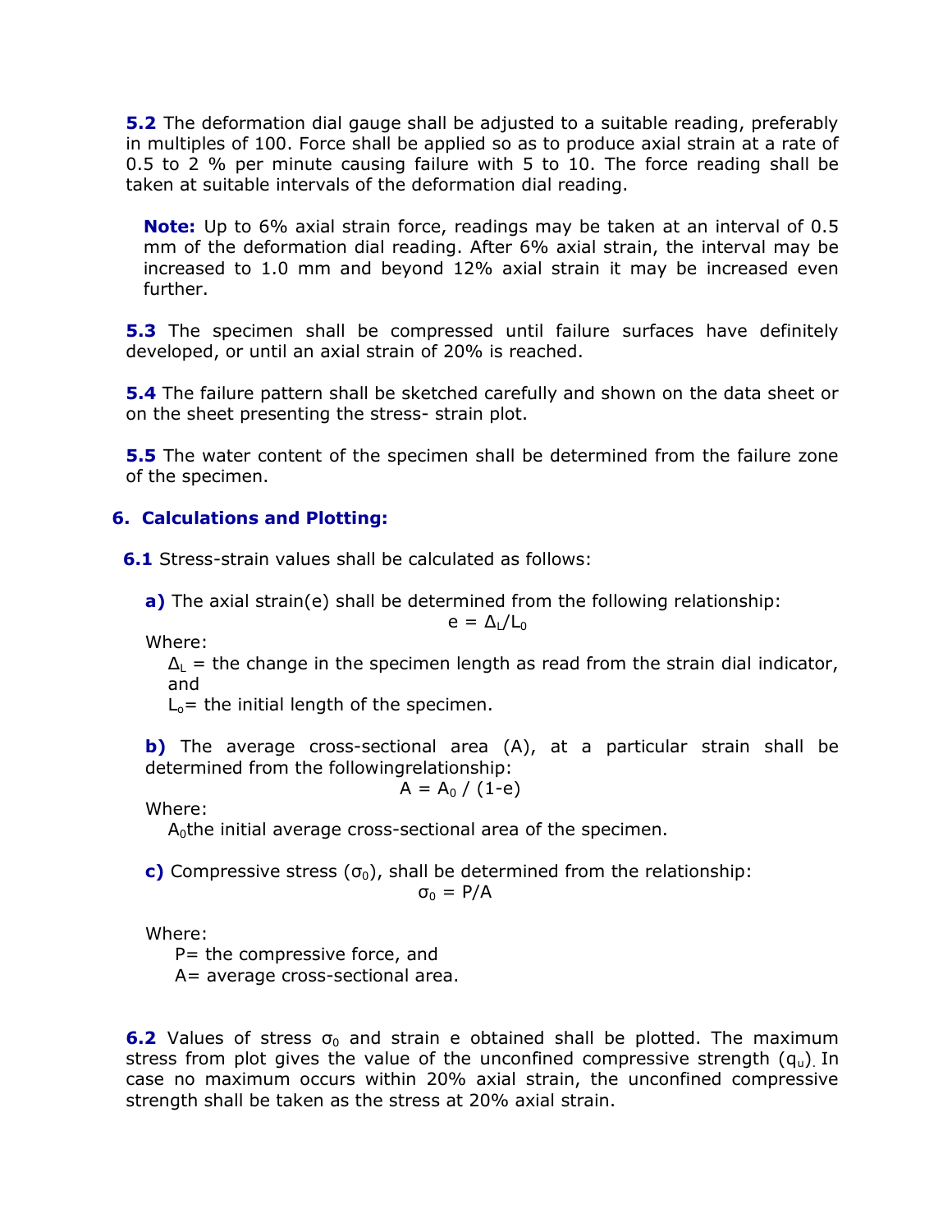**5.2** The deformation dial gauge shall be adjusted to a suitable reading, preferably in multiples of 100. Force shall be applied so as to produce axial strain at a rate of 0.5 to 2 % per minute causing failure with 5 to 10. The force reading shall be taken at suitable intervals of the deformation dial reading.

> **Note:** Up to 6% axial strain force, readings may be taken at an interval of 0.5 mm of the deformation dial reading. After 6% axial strain, the interval may be increased to 1.0 mm and beyond 12% axial strain it may be increased even further.

**5.3** The specimen shall be compressed until failure surfaces have definitely developed, or until an axial strain of 20% is reached.

**5.4** The failure pattern shall be sketched carefully and shown on the data sheet or on the sheet presenting the stress- strain plot.

**5.5** The water content of the specimen shall be determined from the failure zone of the specimen.

## 6. Calculations and Plotting:

**6.1** Stress-strain values shall be calculated as follows:

**a)** The axial strain(e) shall be determined from the following relationship:

$$e = \Delta_L / L_0$$

Where:

$\Delta_L$ = the change in the specimen length as read from the strain dial indicator, and

$L_o$= the initial length of the specimen.

**b)** The average cross-sectional area (A), at a particular strain shall be determined from the followingrelationship:

$$A = A_0 / (1-e)$$

Where:

$A_0$the initial average cross-sectional area of the specimen.

**c)** Compressive stress ($\sigma_0$), shall be determined from the relationship:

$$\sigma_0 = P/A$$

Where:

P= the compressive force, and

A= average cross-sectional area.

**6.2** Values of stress $\sigma_0$ and strain e obtained shall be plotted. The maximum stress from plot gives the value of the unconfined compressive strength ($q_u$). In case no maximum occurs within 20% axial strain, the unconfined compressive strength shall be taken as the stress at 20% axial strain.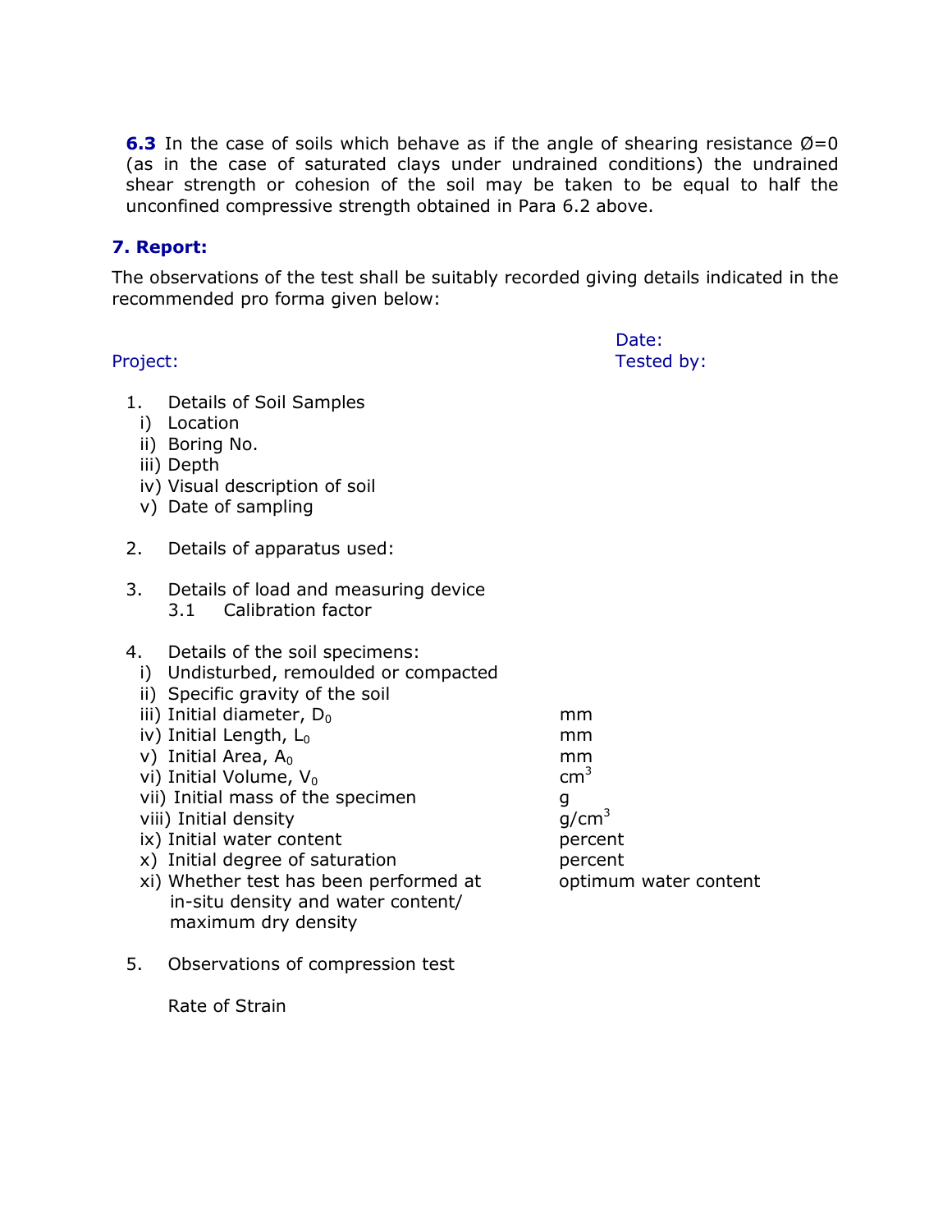**6.3** In the case of soils which behave as if the angle of shearing resistance Ø=0 (as in the case of saturated clays under undrained conditions) the undrained shear strength or cohesion of the soil may be taken to be equal to half the unconfined compressive strength obtained in Para 6.2 above.

## 7. Report:

The observations of the test shall be suitably recorded giving details indicated in the recommended pro forma given below:

Date:

Project: Tested by:

1. Details of Soil Samples
   i) Location
   ii) Boring No.
   iii) Depth
   iv) Visual description of soil
   v) Date of sampling

2. Details of apparatus used:

3. Details of load and measuring device
   3.1 Calibration factor

4. Details of the soil specimens:
   i) Undisturbed, remoulded or compacted
   ii) Specific gravity of the soil
   iii) Initial diameter, $D_0$ mm
   iv) Initial Length, $L_0$ mm
   v) Initial Area, $A_0$ mm
   vi) Initial Volume, $V_0$ $cm^3$
   vii) Initial mass of the specimen g
   viii) Initial density $g/cm^3$
   ix) Initial water content percent
   x) Initial degree of saturation percent
   xi) Whether test has been performed at in-situ density and water content/ maximum dry density optimum water content

5. Observations of compression test

   Rate of Strain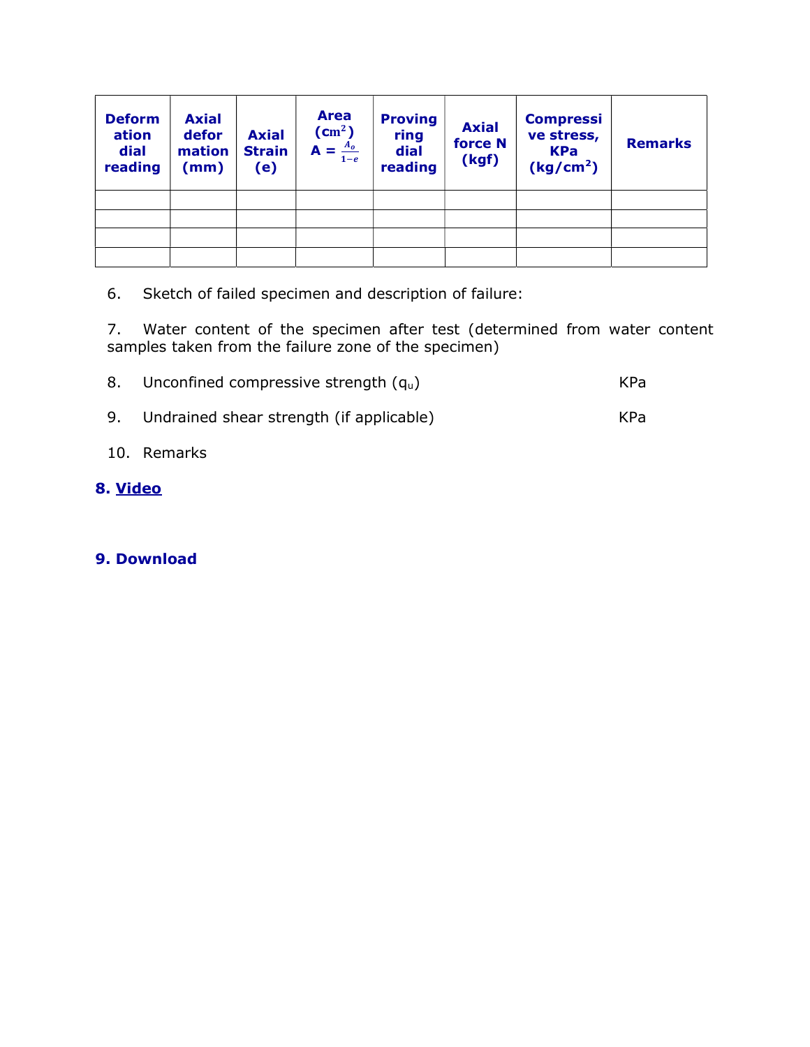| Deformation dial reading | Axial deformation (mm) | Axial Strain (e) | Area ($cm^2$) $A = \frac{A_o}{1-e}$ | Proving ring dial reading | Axial force N (kgf) | Compressive stress, KPa ($kg/cm^2$) | Remarks |
|---|---|---|---|---|---|---|---|
| | | | | | | | |
| | | | | | | | |
| | | | | | | | |
| | | | | | | | |

6. Sketch of failed specimen and description of failure:

7. Water content of the specimen after test (determined from water content samples taken from the failure zone of the specimen)

8. Unconfined compressive strength ($q_u$) KPa

9. Undrained shear strength (if applicable) KPa

10. Remarks

## 8. Video

## 9. Download